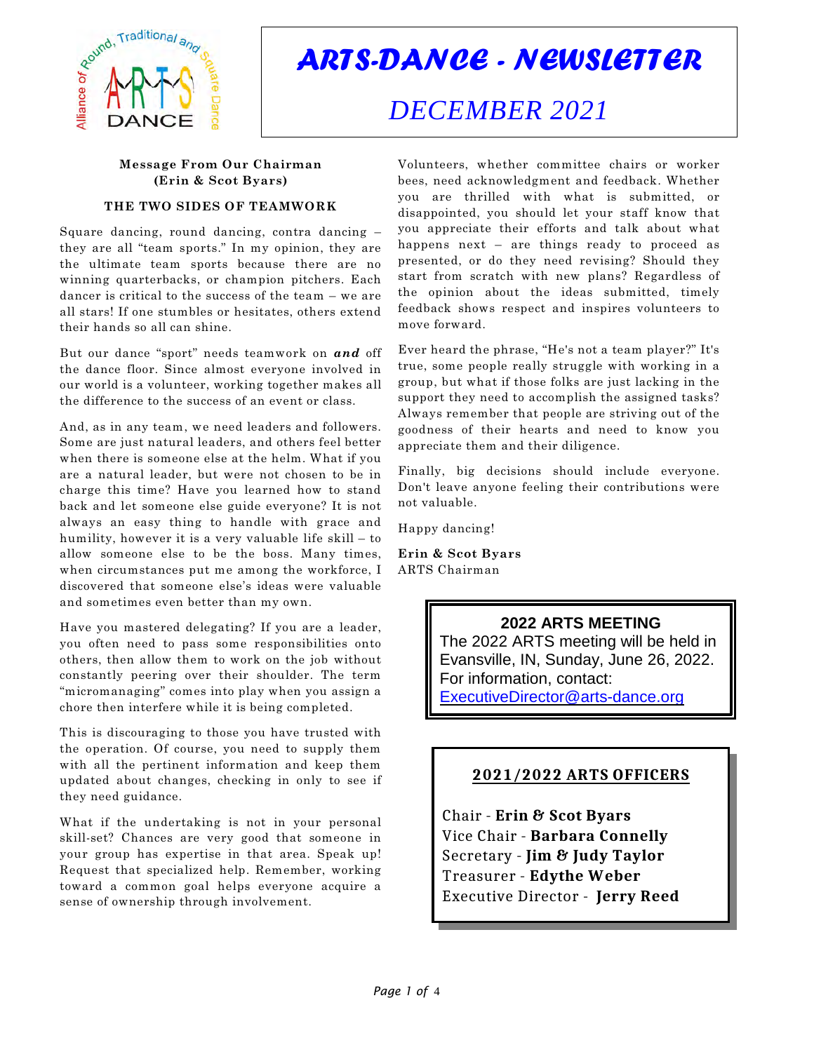# ARTS-DANCE - NEWSLETTER

## DECEMBER 2021

**Message From Our Chairman**
**(Erin & Scot Byars)**

**THE TWO SIDES OF TEAMWORK**

Square dancing, round dancing, contra dancing – they are all "team sports." In my opinion, they are the ultimate team sports because there are no winning quarterbacks, or champion pitchers. Each dancer is critical to the success of the team – we are all stars! If one stumbles or hesitates, others extend their hands so all can shine.

But our dance "sport" needs teamwork on ***and*** off the dance floor. Since almost everyone involved in our world is a volunteer, working together makes all the difference to the success of an event or class.

And, as in any team, we need leaders and followers. Some are just natural leaders, and others feel better when there is someone else at the helm. What if you are a natural leader, but were not chosen to be in charge this time? Have you learned how to stand back and let someone else guide everyone? It is not always an easy thing to handle with grace and humility, however it is a very valuable life skill – to allow someone else to be the boss. Many times, when circumstances put me among the workforce, I discovered that someone else's ideas were valuable and sometimes even better than my own.

Have you mastered delegating? If you are a leader, you often need to pass some responsibilities onto others, then allow them to work on the job without constantly peering over their shoulder. The term "micromanaging" comes into play when you assign a chore then interfere while it is being completed.

This is discouraging to those you have trusted with the operation. Of course, you need to supply them with all the pertinent information and keep them updated about changes, checking in only to see if they need guidance.

What if the undertaking is not in your personal skill-set? Chances are very good that someone in your group has expertise in that area. Speak up! Request that specialized help. Remember, working toward a common goal helps everyone acquire a sense of ownership through involvement.

Volunteers, whether committee chairs or worker bees, need acknowledgment and feedback. Whether you are thrilled with what is submitted, or disappointed, you should let your staff know that you appreciate their efforts and talk about what happens next – are things ready to proceed as presented, or do they need revising? Should they start from scratch with new plans? Regardless of the opinion about the ideas submitted, timely feedback shows respect and inspires volunteers to move forward.

Ever heard the phrase, "He's not a team player?" It's true, some people really struggle with working in a group, but what if those folks are just lacking in the support they need to accomplish the assigned tasks? Always remember that people are striving out of the goodness of their hearts and need to know you appreciate them and their diligence.

Finally, big decisions should include everyone. Don't leave anyone feeling their contributions were not valuable.

Happy dancing!

**Erin & Scot Byars**
ARTS Chairman

---

**2022 ARTS MEETING**

The 2022 ARTS meeting will be held in Evansville, IN, Sunday, June 26, 2022. For information, contact: ExecutiveDirector@arts-dance.org

---

**2021/2022 ARTS OFFICERS**

Chair - **Erin & Scot Byars**
Vice Chair - **Barbara Connelly**
Secretary - **Jim & Judy Taylor**
Treasurer - **Edythe Weber**
Executive Director - **Jerry Reed**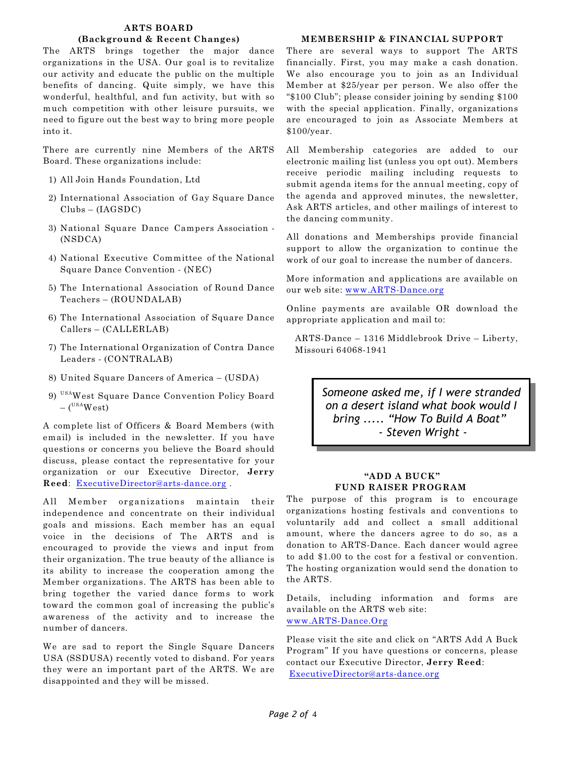## ARTS BOARD
### (Background & Recent Changes)

The ARTS brings together the major dance organizations in the USA. Our goal is to revitalize our activity and educate the public on the multiple benefits of dancing. Quite simply, we have this wonderful, healthful, and fun activity, but with so much competition with other leisure pursuits, we need to figure out the best way to bring more people into it.

There are currently nine Members of the ARTS Board. These organizations include:

1) All Join Hands Foundation, Ltd
2) International Association of Gay Square Dance Clubs – (IAGSDC)
3) National Square Dance Campers Association - (NSDCA)
4) National Executive Committee of the National Square Dance Convention - (NEC)
5) The International Association of Round Dance Teachers – (ROUNDALAB)
6) The International Association of Square Dance Callers – (CALLERLAB)
7) The International Organization of Contra Dance Leaders - (CONTRALAB)
8) United Square Dancers of America – (USDA)
9) USAWest Square Dance Convention Policy Board – (USAWest)

A complete list of Officers & Board Members (with email) is included in the newsletter. If you have questions or concerns you believe the Board should discuss, please contact the representative for your organization or our Executive Director, **Jerry Reed**: ExecutiveDirector@arts-dance.org .

All Member organizations maintain their independence and concentrate on their individual goals and missions. Each member has an equal voice in the decisions of The ARTS and is encouraged to provide the views and input from their organization. The true beauty of the alliance is its ability to increase the cooperation among the Member organizations. The ARTS has been able to bring together the varied dance forms to work toward the common goal of increasing the public's awareness of the activity and to increase the number of dancers.

We are sad to report the Single Square Dancers USA (SSDUSA) recently voted to disband. For years they were an important part of the ARTS. We are disappointed and they will be missed.

## MEMBERSHIP & FINANCIAL SUPPORT

There are several ways to support The ARTS financially. First, you may make a cash donation. We also encourage you to join as an Individual Member at $25/year per person. We also offer the "$100 Club"; please consider joining by sending $100 with the special application. Finally, organizations are encouraged to join as Associate Members at $100/year.

All Membership categories are added to our electronic mailing list (unless you opt out). Members receive periodic mailing including requests to submit agenda items for the annual meeting, copy of the agenda and approved minutes, the newsletter, Ask ARTS articles, and other mailings of interest to the dancing community.

All donations and Memberships provide financial support to allow the organization to continue the work of our goal to increase the number of dancers.

More information and applications are available on our web site: www.ARTS-Dance.org

Online payments are available OR download the appropriate application and mail to:

ARTS-Dance – 1316 Middlebrook Drive – Liberty, Missouri 64068-1941

> *Someone asked me, if I were stranded on a desert island what book would I bring ..... "How To Build A Boat"*
> *- Steven Wright -*

## "ADD A BUCK" FUND RAISER PROGRAM

The purpose of this program is to encourage organizations hosting festivals and conventions to voluntarily add and collect a small additional amount, where the dancers agree to do so, as a donation to ARTS-Dance. Each dancer would agree to add $1.00 to the cost for a festival or convention. The hosting organization would send the donation to the ARTS.

Details, including information and forms are available on the ARTS web site: www.ARTS-Dance.Org

Please visit the site and click on "ARTS Add A Buck Program" If you have questions or concerns, please contact our Executive Director, **Jerry Reed**: ExecutiveDirector@arts-dance.org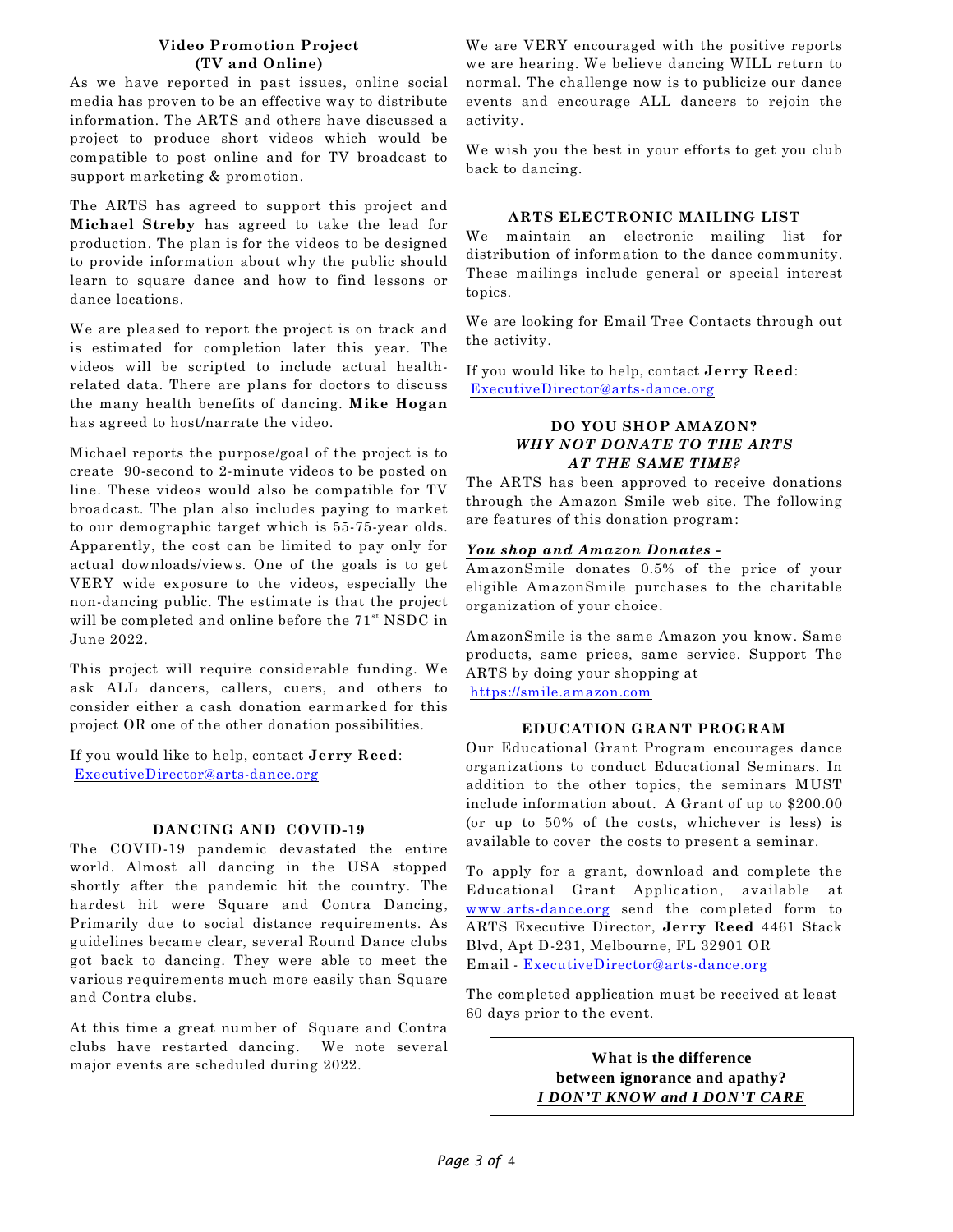### Video Promotion Project (TV and Online)

As we have reported in past issues, online social media has proven to be an effective way to distribute information. The ARTS and others have discussed a project to produce short videos which would be compatible to post online and for TV broadcast to support marketing & promotion.

The ARTS has agreed to support this project and **Michael Streby** has agreed to take the lead for production. The plan is for the videos to be designed to provide information about why the public should learn to square dance and how to find lessons or dance locations.

We are pleased to report the project is on track and is estimated for completion later this year. The videos will be scripted to include actual health-related data. There are plans for doctors to discuss the many health benefits of dancing. **Mike Hogan** has agreed to host/narrate the video.

Michael reports the purpose/goal of the project is to create 90-second to 2-minute videos to be posted on line. These videos would also be compatible for TV broadcast. The plan also includes paying to market to our demographic target which is 55-75-year olds. Apparently, the cost can be limited to pay only for actual downloads/views. One of the goals is to get VERY wide exposure to the videos, especially the non-dancing public. The estimate is that the project will be completed and online before the 71st NSDC in June 2022.

This project will require considerable funding. We ask ALL dancers, callers, cuers, and others to consider either a cash donation earmarked for this project OR one of the other donation possibilities.

If you would like to help, contact **Jerry Reed**: ExecutiveDirector@arts-dance.org

### DANCING AND COVID-19

The COVID-19 pandemic devastated the entire world. Almost all dancing in the USA stopped shortly after the pandemic hit the country. The hardest hit were Square and Contra Dancing, Primarily due to social distance requirements. As guidelines became clear, several Round Dance clubs got back to dancing. They were able to meet the various requirements much more easily than Square and Contra clubs.

At this time a great number of Square and Contra clubs have restarted dancing. We note several major events are scheduled during 2022.

We are VERY encouraged with the positive reports we are hearing. We believe dancing WILL return to normal. The challenge now is to publicize our dance events and encourage ALL dancers to rejoin the activity.

We wish you the best in your efforts to get you club back to dancing.

### ARTS ELECTRONIC MAILING LIST

We maintain an electronic mailing list for distribution of information to the dance community. These mailings include general or special interest topics.

We are looking for Email Tree Contacts through out the activity.

If you would like to help, contact **Jerry Reed**: ExecutiveDirector@arts-dance.org

### DO YOU SHOP AMAZON? *WHY NOT DONATE TO THE ARTS AT THE SAME TIME?*

The ARTS has been approved to receive donations through the Amazon Smile web site. The following are features of this donation program:

***You shop and Amazon Donates -***

AmazonSmile donates 0.5% of the price of your eligible AmazonSmile purchases to the charitable organization of your choice.

AmazonSmile is the same Amazon you know. Same products, same prices, same service. Support The ARTS by doing your shopping at https://smile.amazon.com

### EDUCATION GRANT PROGRAM

Our Educational Grant Program encourages dance organizations to conduct Educational Seminars. In addition to the other topics, the seminars MUST include information about. A Grant of up to $200.00 (or up to 50% of the costs, whichever is less) is available to cover the costs to present a seminar.

To apply for a grant, download and complete the Educational Grant Application, available at www.arts-dance.org send the completed form to ARTS Executive Director, **Jerry Reed** 4461 Stack Blvd, Apt D-231, Melbourne, FL 32901 OR Email - ExecutiveDirector@arts-dance.org

The completed application must be received at least 60 days prior to the event.

**What is the difference between ignorance and apathy?**
***I DON'T KNOW and I DON'T CARE***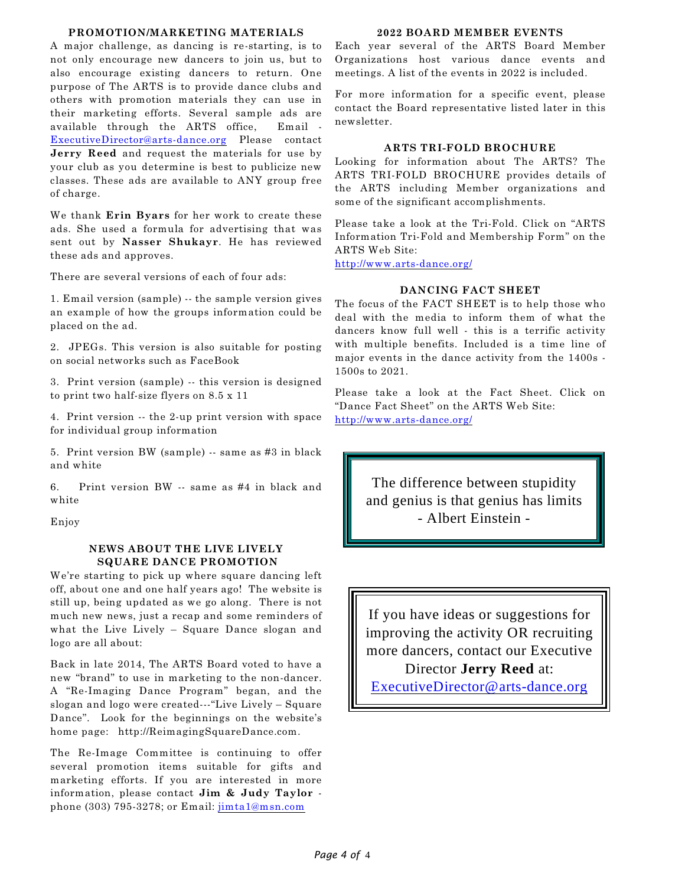### PROMOTION/MARKETING MATERIALS

A major challenge, as dancing is re-starting, is to not only encourage new dancers to join us, but to also encourage existing dancers to return. One purpose of The ARTS is to provide dance clubs and others with promotion materials they can use in their marketing efforts. Several sample ads are available through the ARTS office, Email - ExecutiveDirector@arts-dance.org Please contact **Jerry Reed** and request the materials for use by your club as you determine is best to publicize new classes. These ads are available to ANY group free of charge.

We thank **Erin Byars** for her work to create these ads. She used a formula for advertising that was sent out by **Nasser Shukayr**. He has reviewed these ads and approves.

There are several versions of each of four ads:

1. Email version (sample) -- the sample version gives an example of how the groups information could be placed on the ad.
2. JPEGs. This version is also suitable for posting on social networks such as FaceBook
3. Print version (sample) -- this version is designed to print two half-size flyers on 8.5 x 11
4. Print version -- the 2-up print version with space for individual group information
5. Print version BW (sample) -- same as #3 in black and white
6. Print version BW -- same as #4 in black and white

Enjoy

### NEWS ABOUT THE LIVE LIVELY SQUARE DANCE PROMOTION

We're starting to pick up where square dancing left off, about one and one half years ago! The website is still up, being updated as we go along. There is not much new news, just a recap and some reminders of what the Live Lively – Square Dance slogan and logo are all about:

Back in late 2014, The ARTS Board voted to have a new "brand" to use in marketing to the non-dancer. A "Re-Imaging Dance Program" began, and the slogan and logo were created---"Live Lively – Square Dance". Look for the beginnings on the website's home page: http://ReimagingSquareDance.com.

The Re-Image Committee is continuing to offer several promotion items suitable for gifts and marketing efforts. If you are interested in more information, please contact **Jim & Judy Taylor** - phone (303) 795-3278; or Email: jimta1@msn.com

### 2022 BOARD MEMBER EVENTS

Each year several of the ARTS Board Member Organizations host various dance events and meetings. A list of the events in 2022 is included.

For more information for a specific event, please contact the Board representative listed later in this newsletter.

### ARTS TRI-FOLD BROCHURE

Looking for information about The ARTS? The ARTS TRI-FOLD BROCHURE provides details of the ARTS including Member organizations and some of the significant accomplishments.

Please take a look at the Tri-Fold. Click on "ARTS Information Tri-Fold and Membership Form" on the ARTS Web Site:
http://www.arts-dance.org/

### DANCING FACT SHEET

The focus of the FACT SHEET is to help those who deal with the media to inform them of what the dancers know full well - this is a terrific activity with multiple benefits. Included is a time line of major events in the dance activity from the 1400s - 1500s to 2021.

Please take a look at the Fact Sheet. Click on "Dance Fact Sheet" on the ARTS Web Site:
http://www.arts-dance.org/

> The difference between stupidity and genius is that genius has limits
> - Albert Einstein -

> If you have ideas or suggestions for improving the activity OR recruiting more dancers, contact our Executive Director **Jerry Reed** at:
> ExecutiveDirector@arts-dance.org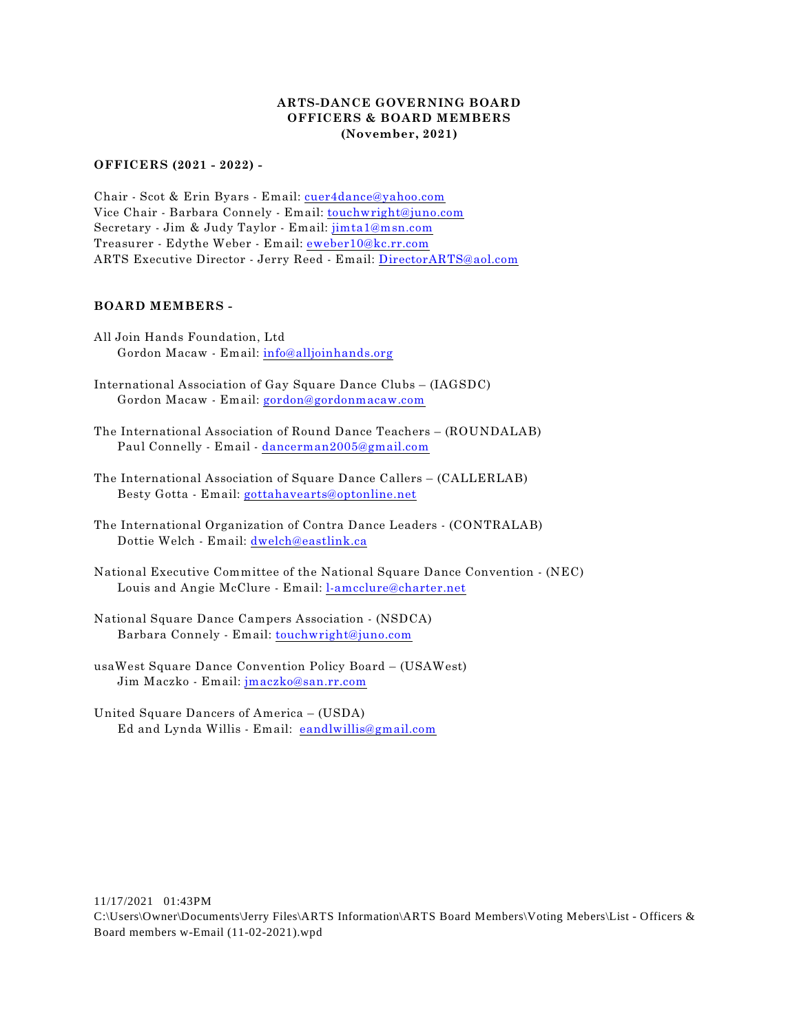# ARTS-DANCE GOVERNING BOARD
# OFFICERS & BOARD MEMBERS
# (November, 2021)

**OFFICERS (2021 - 2022) -**

Chair - Scot & Erin Byars - Email: cuer4dance@yahoo.com
Vice Chair - Barbara Connely - Email: touchwright@juno.com
Secretary - Jim & Judy Taylor - Email: jimta1@msn.com
Treasurer - Edythe Weber - Email: eweber10@kc.rr.com
ARTS Executive Director - Jerry Reed - Email: DirectorARTS@aol.com

**BOARD MEMBERS -**

All Join Hands Foundation, Ltd
Gordon Macaw - Email: info@alljoinhands.org

International Association of Gay Square Dance Clubs – (IAGSDC)
Gordon Macaw - Email: gordon@gordonmacaw.com

The International Association of Round Dance Teachers – (ROUNDALAB)
Paul Connelly - Email - dancerman2005@gmail.com

The International Association of Square Dance Callers – (CALLERLAB)
Besty Gotta - Email: gottahavearts@optonline.net

The International Organization of Contra Dance Leaders - (CONTRALAB)
Dottie Welch - Email: dwelch@eastlink.ca

National Executive Committee of the National Square Dance Convention - (NEC)
Louis and Angie McClure - Email: l-amcclure@charter.net

National Square Dance Campers Association - (NSDCA)
Barbara Connely - Email: touchwright@juno.com

usaWest Square Dance Convention Policy Board – (USAWest)
Jim Maczko - Email: jmaczko@san.rr.com

United Square Dancers of America – (USDA)
Ed and Lynda Willis - Email: eandlwillis@gmail.com

11/17/2021 01:43PM
C:\Users\Owner\Documents\Jerry Files\ARTS Information\ARTS Board Members\Voting Mebers\List - Officers & Board members w-Email (11-02-2021).wpd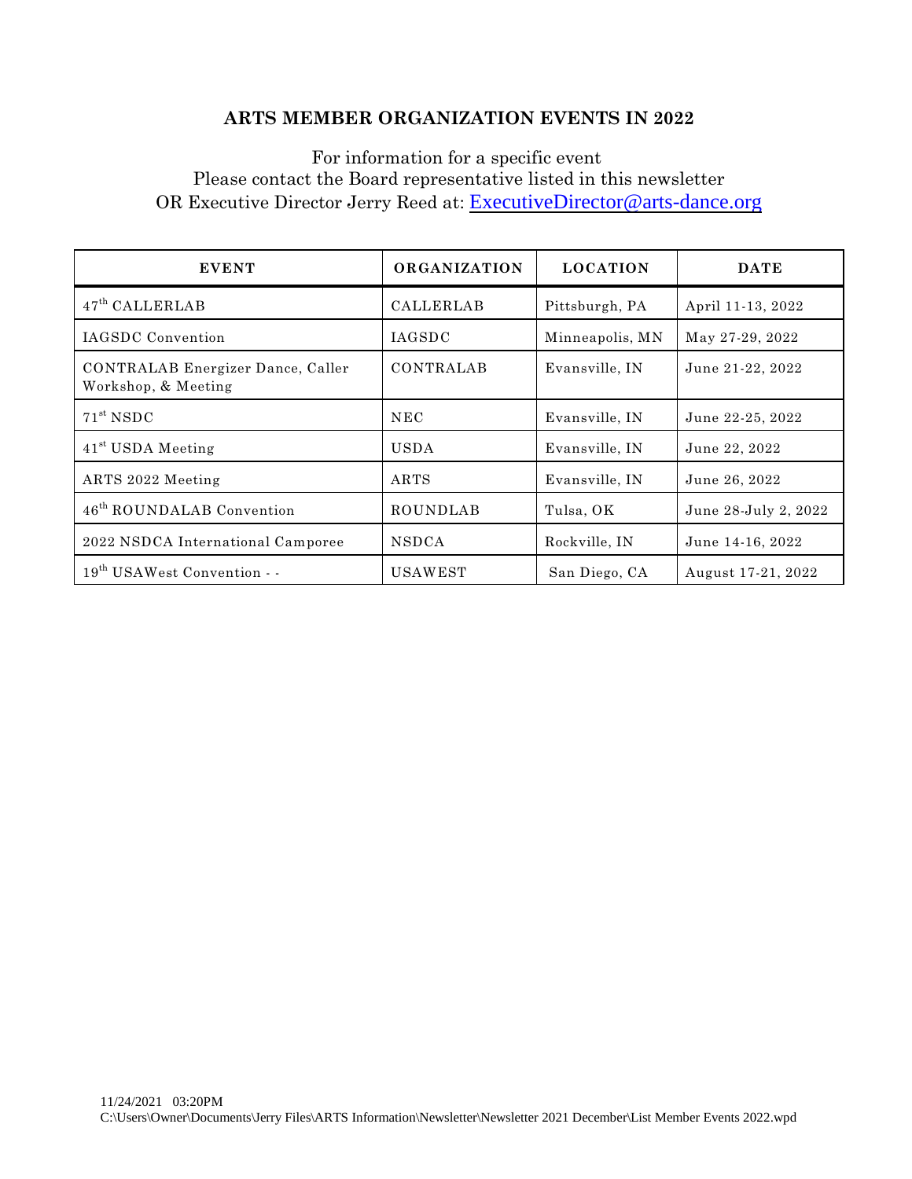# ARTS MEMBER ORGANIZATION EVENTS IN 2022

For information for a specific event
Please contact the Board representative listed in this newsletter
OR Executive Director Jerry Reed at: ExecutiveDirector@arts-dance.org

| EVENT | ORGANIZATION | LOCATION | DATE |
|---|---|---|---|
| 47th CALLERLAB | CALLERLAB | Pittsburgh, PA | April 11-13, 2022 |
| IAGSDC Convention | IAGSDC | Minneapolis, MN | May 27-29, 2022 |
| CONTRALAB Energizer Dance, Caller Workshop, & Meeting | CONTRALAB | Evansville, IN | June 21-22, 2022 |
| 71st NSDC | NEC | Evansville, IN | June 22-25, 2022 |
| 41st USDA Meeting | USDA | Evansville, IN | June 22, 2022 |
| ARTS 2022 Meeting | ARTS | Evansville, IN | June 26, 2022 |
| 46th ROUNDALAB Convention | ROUNDLAB | Tulsa, OK | June 28-July 2, 2022 |
| 2022 NSDCA International Camporee | NSDCA | Rockville, IN | June 14-16, 2022 |
| 19th USAWest Convention - - | USAWEST | San Diego, CA | August 17-21, 2022 |

11/24/2021 03:20PM
C:\Users\Owner\Documents\Jerry Files\ARTS Information\Newsletter\Newsletter 2021 December\List Member Events 2022.wpd